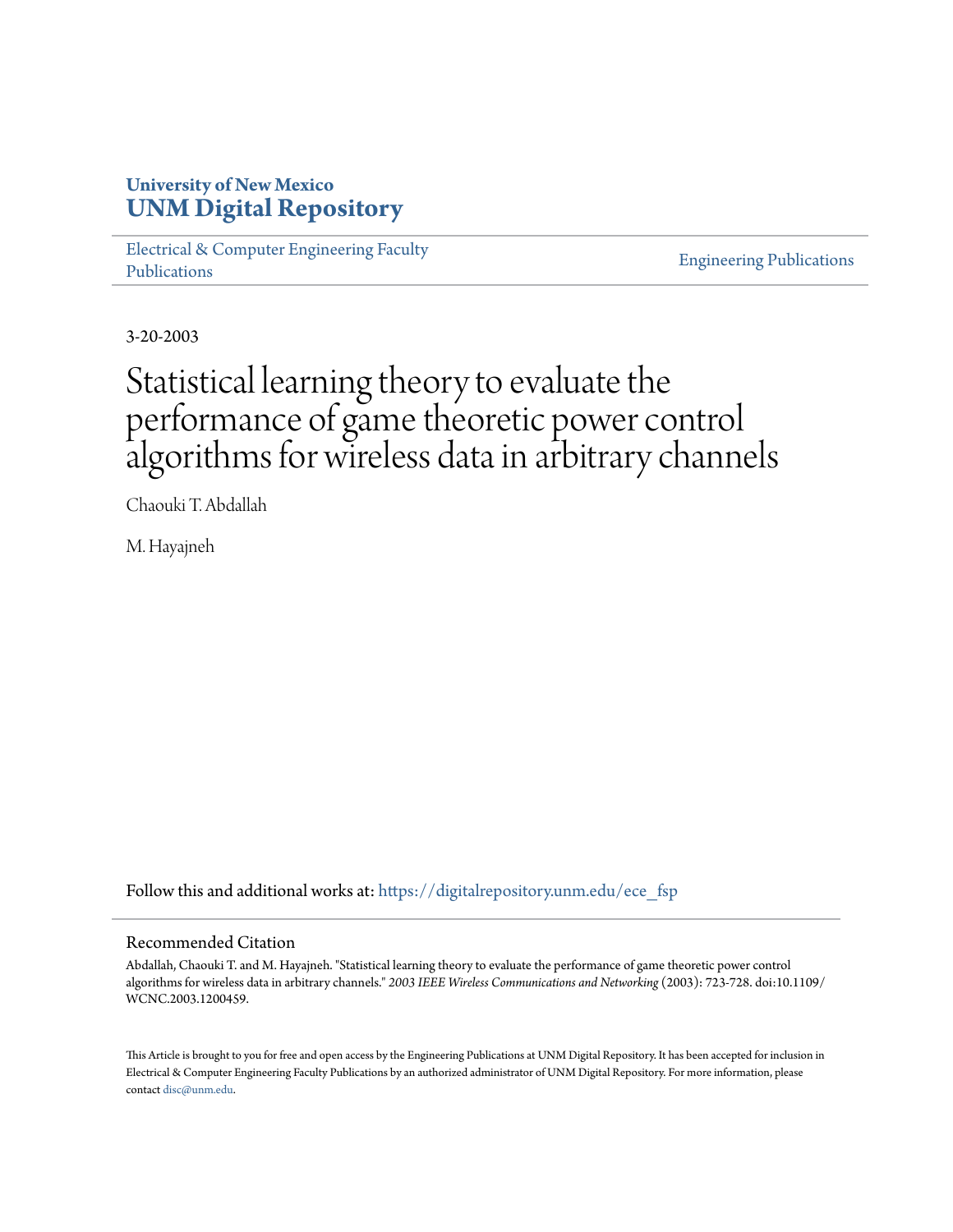University of New Mexico
**UNM Digital Repository**

Electrical & Computer Engineering Faculty Publications

Engineering Publications

3-20-2003

# Statistical learning theory to evaluate the performance of game theoretic power control algorithms for wireless data in arbitrary channels

Chaouki T. Abdallah

M. Hayajneh

Follow this and additional works at: https://digitalrepository.unm.edu/ece_fsp

## Recommended Citation

Abdallah, Chaouki T. and M. Hayajneh. "Statistical learning theory to evaluate the performance of game theoretic power control algorithms for wireless data in arbitrary channels." *2003 IEEE Wireless Communications and Networking* (2003): 723-728. doi:10.1109/WCNC.2003.1200459.

This Article is brought to you for free and open access by the Engineering Publications at UNM Digital Repository. It has been accepted for inclusion in Electrical & Computer Engineering Faculty Publications by an authorized administrator of UNM Digital Repository. For more information, please contact disc@unm.edu.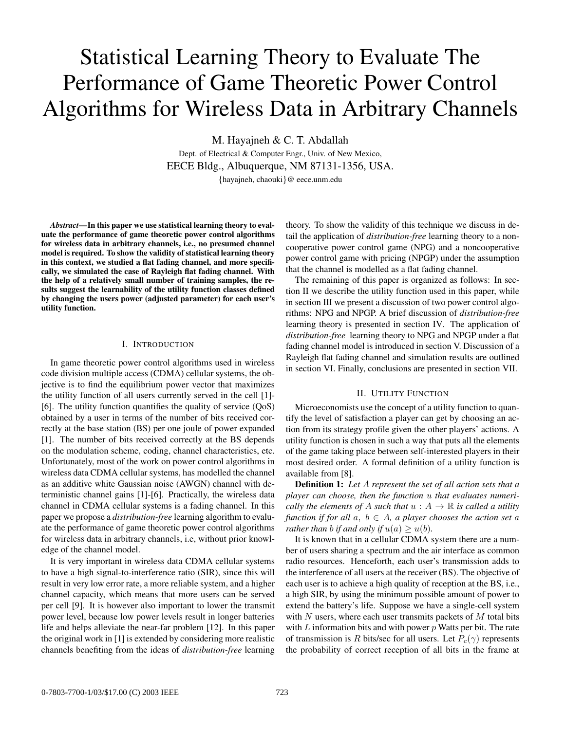# Statistical Learning Theory to Evaluate The Performance of Game Theoretic Power Control Algorithms for Wireless Data in Arbitrary Channels

M. Hayajneh & C. T. Abdallah

Dept. of Electrical & Computer Engr., Univ. of New Mexico,
EECE Bldg., Albuquerque, NM 87131-1356, USA.
{hayajneh, chaouki}@ eece.unm.edu

***Abstract*—In this paper we use statistical learning theory to evaluate the performance of game theoretic power control algorithms for wireless data in arbitrary channels, i.e., no presumed channel model is required. To show the validity of statistical learning theory in this context, we studied a flat fading channel, and more specifically, we simulated the case of Rayleigh flat fading channel. With the help of a relatively small number of training samples, the results suggest the learnability of the utility function classes defined by changing the users power (adjusted parameter) for each user's utility function.**

## I. Introduction

In game theoretic power control algorithms used in wireless code division multiple access (CDMA) cellular systems, the objective is to find the equilibrium power vector that maximizes the utility function of all users currently served in the cell [1]-[6]. The utility function quantifies the quality of service (QoS) obtained by a user in terms of the number of bits received correctly at the base station (BS) per one joule of power expanded [1]. The number of bits received correctly at the BS depends on the modulation scheme, coding, channel characteristics, etc. Unfortunately, most of the work on power control algorithms in wireless data CDMA cellular systems, has modelled the channel as an additive white Gaussian noise (AWGN) channel with deterministic channel gains [1]-[6]. Practically, the wireless data channel in CDMA cellular systems is a fading channel. In this paper we propose a *distribution-free* learning algorithm to evaluate the performance of game theoretic power control algorithms for wireless data in arbitrary channels, i.e, without prior knowledge of the channel model.

It is very important in wireless data CDMA cellular systems to have a high signal-to-interference ratio (SIR), since this will result in very low error rate, a more reliable system, and a higher channel capacity, which means that more users can be served per cell [9]. It is however also important to lower the transmit power level, because low power levels result in longer batteries life and helps alleviate the near-far problem [12]. In this paper the original work in [1] is extended by considering more realistic channels benefiting from the ideas of *distribution-free* learning theory. To show the validity of this technique we discuss in detail the application of *distribution-free* learning theory to a noncooperative power control game (NPG) and a noncooperative power control game with pricing (NPGP) under the assumption that the channel is modelled as a flat fading channel.

The remaining of this paper is organized as follows: In section II we describe the utility function used in this paper, while in section III we present a discussion of two power control algorithms: NPG and NPGP. A brief discussion of *distribution-free* learning theory is presented in section IV. The application of *distribution-free* learning theory to NPG and NPGP under a flat fading channel model is introduced in section V. Discussion of a Rayleigh flat fading channel and simulation results are outlined in section VI. Finally, conclusions are presented in section VII.

## II. Utility Function

Microeconomists use the concept of a utility function to quantify the level of satisfaction a player can get by choosing an action from its strategy profile given the other players' actions. A utility function is chosen in such a way that puts all the elements of the game taking place between self-interested players in their most desired order. A formal definition of a utility function is available from [8].

**Definition 1:** *Let $A$ represent the set of all action sets that a player can choose, then the function $u$ that evaluates numerically the elements of $A$ such that $u : A \to \mathbb{R}$ is called a utility function if for all $a,\ b \in A$, a player chooses the action set $a$ rather than $b$ if and only if $u(a) \geq u(b)$.*

It is known that in a cellular CDMA system there are a number of users sharing a spectrum and the air interface as common radio resources. Henceforth, each user's transmission adds to the interference of all users at the receiver (BS). The objective of each user is to achieve a high quality of reception at the BS, i.e., a high SIR, by using the minimum possible amount of power to extend the battery's life. Suppose we have a single-cell system with $N$ users, where each user transmits packets of $M$ total bits with $L$ information bits and with power $p$ Watts per bit. The rate of transmission is $R$ bits/sec for all users. Let $P_c(\gamma)$ represents the probability of correct reception of all bits in the frame at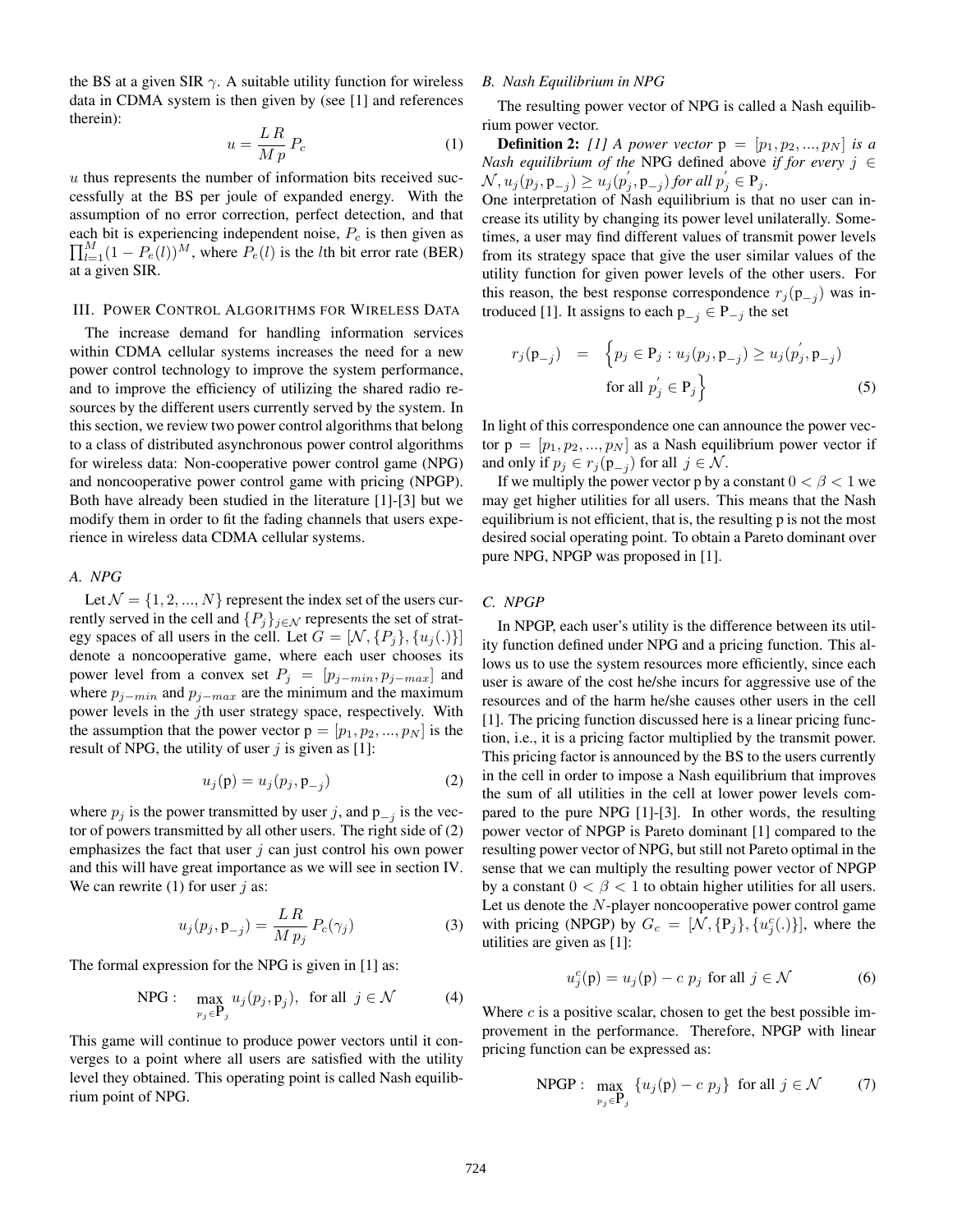the BS at a given SIR $\gamma$. A suitable utility function for wireless data in CDMA system is then given by (see [1] and references therein):

$$u = \frac{L\,R}{M\,p}\,P_c \tag{1}$$

$u$ thus represents the number of information bits received successfully at the BS per joule of expanded energy. With the assumption of no error correction, perfect detection, and that each bit is experiencing independent noise, $P_c$ is then given as $\prod_{l=1}^{M}(1 - P_e(l))^M$, where $P_e(l)$ is the $l$th bit error rate (BER) at a given SIR.

## III. Power Control Algorithms for Wireless Data

The increase demand for handling information services within CDMA cellular systems increases the need for a new power control technology to improve the system performance, and to improve the efficiency of utilizing the shared radio resources by the different users currently served by the system. In this section, we review two power control algorithms that belong to a class of distributed asynchronous power control algorithms for wireless data: Non-cooperative power control game (NPG) and noncooperative power control game with pricing (NPGP). Both have already been studied in the literature [1]-[3] but we modify them in order to fit the fading channels that users experience in wireless data CDMA cellular systems.

### A. NPG

Let $\mathcal{N} = \{1, 2, ..., N\}$ represent the index set of the users currently served in the cell and $\{P_j\}_{j\in\mathcal{N}}$ represents the set of strategy spaces of all users in the cell. Let $G = [\mathcal{N}, \{P_j\}, \{u_j(.)\}]$ denote a noncooperative game, where each user chooses its power level from a convex set $P_j = [p_{j-min}, p_{j-max}]$ and where $p_{j-min}$ and $p_{j-max}$ are the minimum and the maximum power levels in the $j$th user strategy space, respectively. With the assumption that the power vector $\mathrm{p} = [p_1, p_2, ..., p_N]$ is the result of NPG, the utility of user $j$ is given as [1]:

$$u_j(\mathrm{p}) = u_j(p_j, \mathrm{p}_{-j}) \tag{2}$$

where $p_j$ is the power transmitted by user $j$, and $\mathrm{p}_{-j}$ is the vector of powers transmitted by all other users. The right side of (2) emphasizes the fact that user $j$ can just control his own power and this will have great importance as we will see in section IV. We can rewrite (1) for user $j$ as:

$$u_j(p_j, \mathrm{p}_{-j}) = \frac{L\,R}{M\,p_j}\,P_c(\gamma_j) \tag{3}$$

The formal expression for the NPG is given in [1] as:

$$\text{NPG}: \quad \max_{p_j\in \mathrm{P}_j} u_j(p_j, \mathrm{p}_j), \ \text{ for all } \ j \in \mathcal{N} \tag{4}$$

This game will continue to produce power vectors until it converges to a point where all users are satisfied with the utility level they obtained. This operating point is called Nash equilibrium point of NPG.

### B. Nash Equilibrium in NPG

The resulting power vector of NPG is called a Nash equilibrium power vector.

**Definition 2:** *[1] A power vector* $\mathrm{p} = [p_1, p_2, ..., p_N]$ *is a Nash equilibrium of the* NPG defined above *if for every* $j \in \mathcal{N}, u_j(p_j, \mathrm{p}_{-j}) \geq u_j(p_j^{'}, \mathrm{p}_{-j})$ *for all* $p_j^{'} \in \mathrm{P}_j$.
One interpretation of Nash equilibrium is that no user can increase its utility by changing its power level unilaterally. Sometimes, a user may find different values of transmit power levels from its strategy space that give the user similar values of the utility function for given power levels of the other users. For this reason, the best response correspondence $r_j(\mathrm{p}_{-j})$ was introduced [1]. It assigns to each $\mathrm{p}_{-j} \in \mathrm{P}_{-j}$ the set

$$r_j(\mathrm{p}_{-j}) \;=\; \Big\{p_j \in \mathrm{P}_j : u_j(p_j, \mathrm{p}_{-j}) \geq u_j(p_j^{'}, \mathrm{p}_{-j}) \text{ for all } p_j^{'} \in \mathrm{P}_j\Big\} \tag{5}$$

In light of this correspondence one can announce the power vector $\mathrm{p} = [p_1, p_2, ..., p_N]$ as a Nash equilibrium power vector if and only if $p_j \in r_j(\mathrm{p}_{-j})$ for all $j \in \mathcal{N}$.

If we multiply the power vector p by a constant $0 < \beta < 1$ we may get higher utilities for all users. This means that the Nash equilibrium is not efficient, that is, the resulting p is not the most desired social operating point. To obtain a Pareto dominant over pure NPG, NPGP was proposed in [1].

### C. NPGP

In NPGP, each user's utility is the difference between its utility function defined under NPG and a pricing function. This allows us to use the system resources more efficiently, since each user is aware of the cost he/she incurs for aggressive use of the resources and of the harm he/she causes other users in the cell [1]. The pricing function discussed here is a linear pricing function, i.e., it is a pricing factor multiplied by the transmit power. This pricing factor is announced by the BS to the users currently in the cell in order to impose a Nash equilibrium that improves the sum of all utilities in the cell at lower power levels compared to the pure NPG [1]-[3]. In other words, the resulting power vector of NPGP is Pareto dominant [1] compared to the resulting power vector of NPG, but still not Pareto optimal in the sense that we can multiply the resulting power vector of NPGP by a constant $0 < \beta < 1$ to obtain higher utilities for all users. Let us denote the $N$-player noncooperative power control game with pricing (NPGP) by $G_c = [\mathcal{N}, \{\mathrm{P}_j\}, \{u_j^c(.)\}]$, where the utilities are given as [1]:

$$u_j^c(\mathrm{p}) = u_j(\mathrm{p}) - c\,p_j \text{ for all } j \in \mathcal{N} \tag{6}$$

Where $c$ is a positive scalar, chosen to get the best possible improvement in the performance. Therefore, NPGP with linear pricing function can be expressed as:

$$\text{NPGP}: \ \max_{p_j\in \mathrm{P}_j} \{u_j(\mathrm{p}) - c\,p_j\} \ \text{ for all } j \in \mathcal{N} \tag{7}$$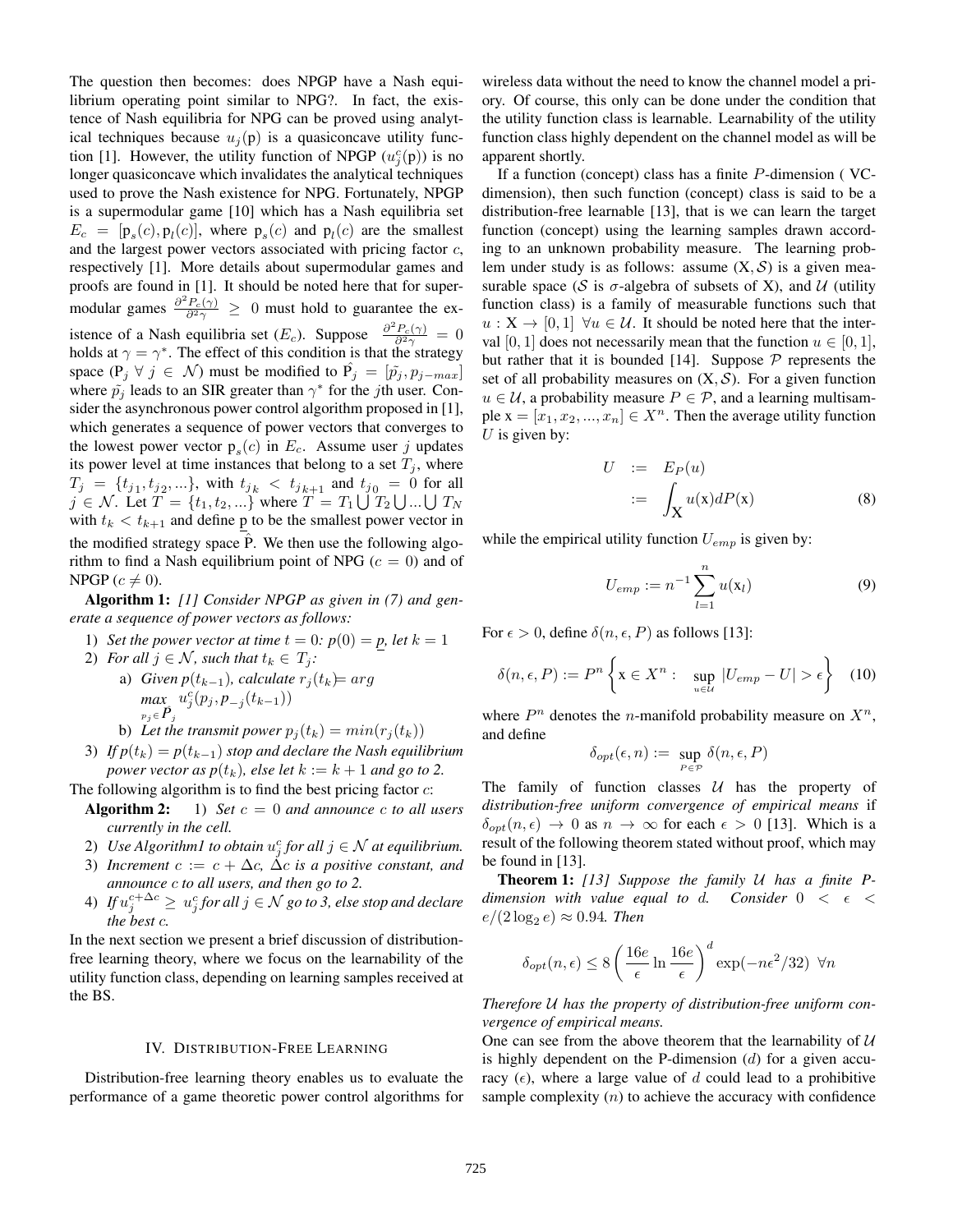The question then becomes: does NPGP have a Nash equilibrium operating point similar to NPG?. In fact, the existence of Nash equilibria for NPG can be proved using analytical techniques because $u_j(\mathrm{p})$ is a quasiconcave utility function [1]. However, the utility function of NPGP ($u_j^c(\mathrm{p})$) is no longer quasiconcave which invalidates the analytical techniques used to prove the Nash existence for NPG. Fortunately, NPGP is a supermodular game [10] which has a Nash equilibria set $E_c = [\mathrm{p}_s(c), \mathrm{p}_l(c)]$, where $\mathrm{p}_s(c)$ and $\mathrm{p}_l(c)$ are the smallest and the largest power vectors associated with pricing factor $c$, respectively [1]. More details about supermodular games and proofs are found in [1]. It should be noted here that for supermodular games $\frac{\partial^2 P_c(\gamma)}{\partial^2 \gamma} \geq 0$ must hold to guarantee the existence of a Nash equilibria set ($E_c$). Suppose $\frac{\partial^2 P_c(\gamma)}{\partial^2 \gamma} = 0$ holds at $\gamma = \gamma^*$. The effect of this condition is that the strategy space ($\mathrm{P}_j \ \forall \ j \in \mathcal{N}$) must be modified to $\hat{\mathrm{P}_j} = [\tilde{p_j}, p_{j-max}]$ where $\tilde{p_j}$ leads to an SIR greater than $\gamma^*$ for the $j$th user. Consider the asynchronous power control algorithm proposed in [1], which generates a sequence of power vectors that converges to the lowest power vector $\mathrm{p}_s(c)$ in $E_c$. Assume user $j$ updates its power level at time instances that belong to a set $T_j$, where $T_j = \{t_{j1}, t_{j2}, ...\}$, with $t_{jk} < t_{jk+1}$ and $t_{j0} = 0$ for all $j \in \mathcal{N}$. Let $T = \{t_1, t_2, ...\}$ where $T = T_1 \bigcup T_2 \bigcup ... \bigcup T_N$ with $t_k < t_{k+1}$ and define $\underline{\mathrm{p}}$ to be the smallest power vector in the modified strategy space $\hat{\mathrm{P}}$. We then use the following algorithm to find a Nash equilibrium point of NPG ($c = 0$) and of NPGP ($c \neq 0$).

**Algorithm 1:** *[1] Consider NPGP as given in (7) and generate a sequence of power vectors as follows:*

1) *Set the power vector at time $t = 0$: $p(0) = \underline{p}$, let $k = 1$*
2) *For all $j \in \mathcal{N}$, such that $t_k \in T_j$:*
   a) *Given $p(t_{k-1})$, calculate $r_j(t_k) = \arg\max_{p_j \in \boldsymbol{P}_j} u_j^c(p_j, p_{-j}(t_{k-1}))$*
   b) *Let the transmit power $p_j(t_k) = min(r_j(t_k))$*
3) *If $p(t_k) = p(t_{k-1})$ stop and declare the Nash equilibrium power vector as $p(t_k)$, else let $k := k + 1$ and go to 2.*

The following algorithm is to find the best pricing factor $c$:

**Algorithm 2:**
1) *Set $c = 0$ and announce $c$ to all users currently in the cell.*
2) *Use Algorithm1 to obtain $u_j^c$ for all $j \in \mathcal{N}$ at equilibrium.*
3) *Increment $c := c + \Delta c$, $\Delta c$ is a positive constant, and announce $c$ to all users, and then go to 2.*
4) *If $u_j^{c+\Delta c} \geq u_j^c$ for all $j \in \mathcal{N}$ go to 3, else stop and declare the best $c$.*

In the next section we present a brief discussion of distribution-free learning theory, where we focus on the learnability of the utility function class, depending on learning samples received at the BS.

## IV. Distribution-Free Learning

Distribution-free learning theory enables us to evaluate the performance of a game theoretic power control algorithms for wireless data without the need to know the channel model a priory. Of course, this only can be done under the condition that the utility function class is learnable. Learnability of the utility function class highly dependent on the channel model as will be apparent shortly.

If a function (concept) class has a finite $P$-dimension ( VC-dimension), then such function (concept) class is said to be a distribution-free learnable [13], that is we can learn the target function (concept) using the learning samples drawn according to an unknown probability measure. The learning problem under study is as follows: assume $(\mathrm{X}, \mathcal{S})$ is a given measurable space ($\mathcal{S}$ is $\sigma$-algebra of subsets of X), and $\mathcal{U}$ (utility function class) is a family of measurable functions such that $u : \mathrm{X} \to [0, 1] \ \forall u \in \mathcal{U}$. It should be noted here that the interval $[0, 1]$ does not necessarily mean that the function $u \in [0, 1]$, but rather that it is bounded [14]. Suppose $\mathcal{P}$ represents the set of all probability measures on $(\mathrm{X}, \mathcal{S})$. For a given function $u \in \mathcal{U}$, a probability measure $P \in \mathcal{P}$, and a learning multisample $\mathrm{x} = [x_1, x_2, ..., x_n] \in X^n$. Then the average utility function $U$ is given by:

$$U := E_P(u) := \int_{\mathrm{X}} u(\mathrm{x}) dP(\mathrm{x}) \tag{8}$$

while the empirical utility function $U_{emp}$ is given by:

$$U_{emp} := n^{-1} \sum_{l=1}^{n} u(\mathrm{x}_l) \tag{9}$$

For $\epsilon > 0$, define $\delta(n, \epsilon, P)$ as follows [13]:

$$\delta(n, \epsilon, P) := P^n \left\{ \mathrm{x} \in X^n : \sup_{u \in \mathcal{U}} |U_{emp} - U| > \epsilon \right\} \tag{10}$$

where $P^n$ denotes the $n$-manifold probability measure on $X^n$, and define

$$\delta_{opt}(\epsilon, n) := \sup_{P \in \mathcal{P}} \delta(n, \epsilon, P)$$

The family of function classes $\mathcal{U}$ has the property of *distribution-free uniform convergence of empirical means* if $\delta_{opt}(n, \epsilon) \to 0$ as $n \to \infty$ for each $\epsilon > 0$ [13]. Which is a result of the following theorem stated without proof, which may be found in [13].

**Theorem 1:** *[13] Suppose the family $\mathcal{U}$ has a finite P-dimension with value equal to $d$. Consider $0 < \epsilon < e/(2 \log_2 e) \approx 0.94$. Then*

$$\delta_{opt}(n, \epsilon) \leq 8 \left( \frac{16e}{\epsilon} \ln \frac{16e}{\epsilon} \right)^d \exp(-n\epsilon^2/32) \ \ \forall n$$

*Therefore $\mathcal{U}$ has the property of distribution-free uniform convergence of empirical means.*

One can see from the above theorem that the learnability of $\mathcal{U}$ is highly dependent on the P-dimension ($d$) for a given accuracy ($\epsilon$), where a large value of $d$ could lead to a prohibitive sample complexity ($n$) to achieve the accuracy with confidence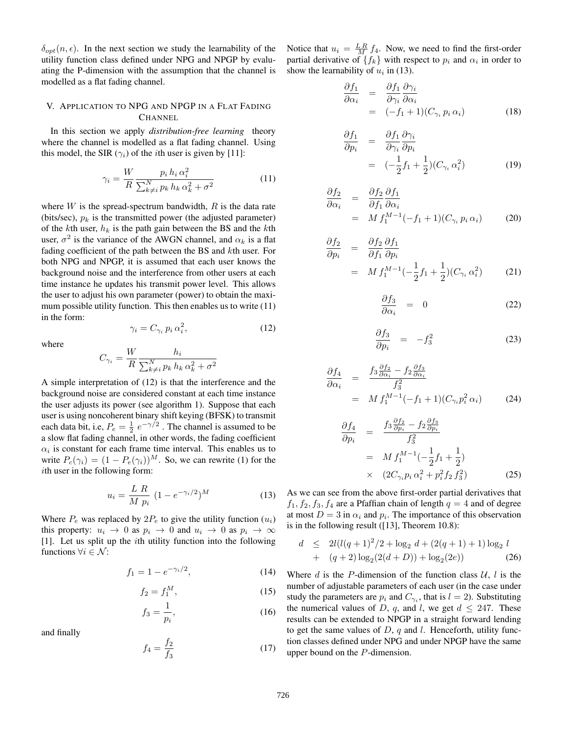$\delta_{opt}(n, \epsilon)$. In the next section we study the learnability of the utility function class defined under NPG and NPGP by evaluating the P-dimension with the assumption that the channel is modelled as a flat fading channel.

## V. Application to NPG and NPGP in a Flat Fading Channel

In this section we apply *distribution-free learning* theory where the channel is modelled as a flat fading channel. Using this model, the SIR ($\gamma_i$) of the $i$th user is given by [11]:

$$\gamma_i = \frac{W}{R} \frac{p_i\, h_i\, \alpha_i^2}{\sum_{k \neq i}^{N} p_k\, h_k\, \alpha_k^2 + \sigma^2} \tag{11}$$

where $W$ is the spread-spectrum bandwidth, $R$ is the data rate (bits/sec), $p_k$ is the transmitted power (the adjusted parameter) of the $k$th user, $h_k$ is the path gain between the BS and the $k$th user, $\sigma^2$ is the variance of the AWGN channel, and $\alpha_k$ is a flat fading coefficient of the path between the BS and $k$th user. For both NPG and NPGP, it is assumed that each user knows the background noise and the interference from other users at each time instance he updates his transmit power level. This allows the user to adjust his own parameter (power) to obtain the maximum possible utility function. This then enables us to write (11) in the form:

$$\gamma_i = C_{\gamma_i}\, p_i\, \alpha_i^2, \tag{12}$$

where

$$C_{\gamma_i} = \frac{W}{R} \frac{h_i}{\sum_{k \neq i}^{N} p_k\, h_k\, \alpha_k^2 + \sigma^2}$$

A simple interpretation of (12) is that the interference and the background noise are considered constant at each time instance the user adjusts its power (see algorithm 1). Suppose that each user is using noncoherent binary shift keying (BFSK) to transmit each data bit, i.e, $P_e = \frac{1}{2}\, e^{-\gamma/2}$ . The channel is assumed to be a slow flat fading channel, in other words, the fading coefficient $\alpha_i$ is constant for each frame time interval. This enables us to write $P_c(\gamma_i) = (1 - P_e(\gamma_i))^M$. So, we can rewrite (1) for the $i$th user in the following form:

$$u_i = \frac{L\ R}{M\ p_i}\ (1 - e^{-\gamma_i/2})^M \tag{13}$$

Where $P_e$ was replaced by $2P_e$ to give the utility function ($u_i$) this property: $u_i \to 0$ as $p_i \to 0$ and $u_i \to 0$ as $p_i \to \infty$ [1]. Let us split up the $i$th utility function into the following functions $\forall i \in \mathcal{N}$:

$$f_1 = 1 - e^{-\gamma_i/2}, \tag{14}$$

$$f_2 = f_1^M, \tag{15}$$

$$f_3 = \frac{1}{p_i}, \tag{16}$$

and finally

$$f_4 = \frac{f_2}{f_3} \tag{17}$$

Notice that $u_i = \frac{L\,R}{M}\, f_4$. Now, we need to find the first-order partial derivative of $\{f_k\}$ with respect to $p_i$ and $\alpha_i$ in order to show the learnability of $u_i$ in (13).

$$\frac{\partial f_1}{\partial \alpha_i} = \frac{\partial f_1}{\partial \gamma_i}\frac{\partial \gamma_i}{\partial \alpha_i} = (-f_1 + 1)(C_{\gamma_i}\, p_i\, \alpha_i) \tag{18}$$

$$\frac{\partial f_1}{\partial p_i} = \frac{\partial f_1}{\partial \gamma_i}\frac{\partial \gamma_i}{\partial p_i} = (-\frac{1}{2} f_1 + \frac{1}{2})(C_{\gamma_i}\, \alpha_i^2) \tag{19}$$

$$\frac{\partial f_2}{\partial \alpha_i} = \frac{\partial f_2}{\partial f_1}\frac{\partial f_1}{\partial \alpha_i} = M\, f_1^{M-1}(-f_1 + 1)(C_{\gamma_i}\, p_i\, \alpha_i) \tag{20}$$

$$\frac{\partial f_2}{\partial p_i} = \frac{\partial f_2}{\partial f_1}\frac{\partial f_1}{\partial p_i} = M\, f_1^{M-1}(-\frac{1}{2} f_1 + \frac{1}{2})(C_{\gamma_i}\, \alpha_i^2) \tag{21}$$

$$\frac{\partial f_3}{\partial \alpha_i} = 0 \tag{22}$$

$$\frac{\partial f_3}{\partial p_i} = -f_3^2 \tag{23}$$

$$\frac{\partial f_4}{\partial \alpha_i} = \frac{f_3 \frac{\partial f_2}{\partial \alpha_i} - f_2 \frac{\partial f_3}{\partial \alpha_i}}{f_3^2} = M\, f_1^{M-1}(-f_1 + 1)(C_{\gamma_i} p_i^2\, \alpha_i) \tag{24}$$

$$\frac{\partial f_4}{\partial p_i} = \frac{f_3 \frac{\partial f_2}{\partial p_i} - f_2 \frac{\partial f_3}{\partial p_i}}{f_3^2} = M\, f_1^{M-1}(-\frac{1}{2} f_1 + \frac{1}{2}) \times (2C_{\gamma_i} p_i\, \alpha_i^2 + p_i^2 f_2\, f_3^2) \tag{25}$$

As we can see from the above first-order partial derivatives that $f_1, f_2, f_3, f_4$ are a Pfaffian chain of length $q = 4$ and of degree at most $D = 3$ in $\alpha_i$ and $p_i$. The importance of this observation is in the following result ([13], Theorem 10.8):

$$d \leq 2l(l(q+1)^2/2 + \log_2\, d + (2(q+1)+1)\log_2\, l + (q+2)\log_2(2(d+D)) + \log_2(2e)) \tag{26}$$

Where $d$ is the $P$-dimension of the function class $\mathcal{U}$, $l$ is the number of adjustable parameters of each user (in the case under study the parameters are $p_i$ and $C_{\gamma_i}$, that is $l = 2$). Substituting the numerical values of $D$, $q$, and $l$, we get $d \leq 247$. These results can be extended to NPGP in a straight forward lending to get the same values of $D$, $q$ and $l$. Henceforth, utility function classes defined under NPG and under NPGP have the same upper bound on the $P$-dimension.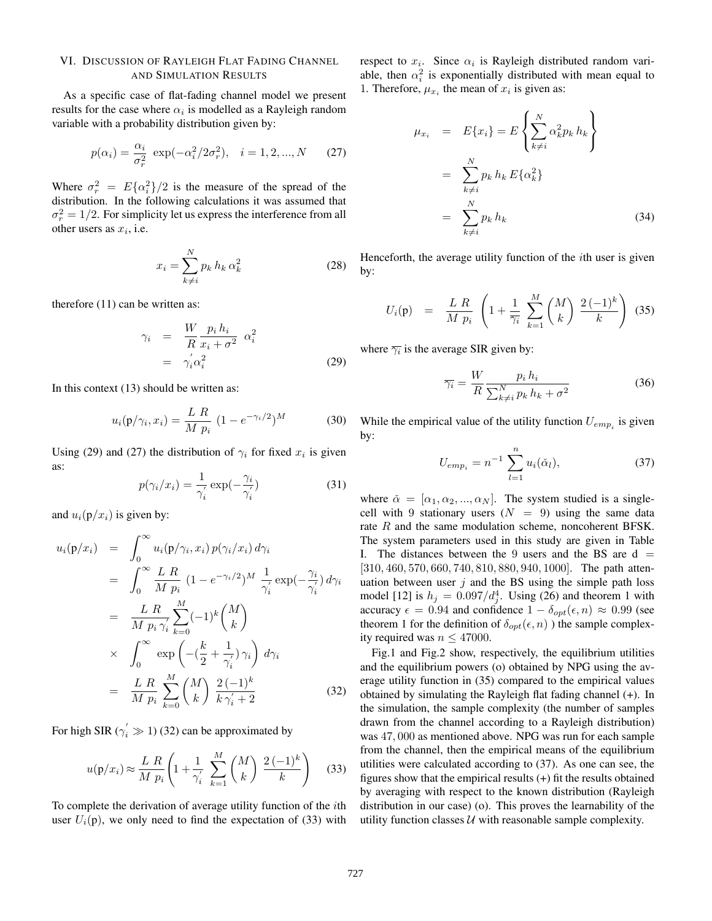## VI. Discussion of Rayleigh Flat Fading Channel and Simulation Results

As a specific case of flat-fading channel model we present results for the case where $\alpha_i$ is modelled as a Rayleigh random variable with a probability distribution given by:

$$p(\alpha_i) = \frac{\alpha_i}{\sigma_r^2}\ \exp(-\alpha_i^2/2\sigma_r^2), \quad i = 1, 2, ..., N \tag{27}$$

Where $\sigma_r^2 = E\{\alpha_i^2\}/2$ is the measure of the spread of the distribution. In the following calculations it was assumed that $\sigma_r^2 = 1/2$. For simplicity let us express the interference from all other users as $x_i$, i.e.

$$x_i = \sum_{k \neq i}^{N} p_k\, h_k\, \alpha_k^2 \tag{28}$$

therefore (11) can be written as:

$$\begin{aligned} \gamma_i &= \frac{W}{R}\frac{p_i\, h_i}{x_i + \sigma^2}\ \alpha_i^2 \\ &= \gamma_i^{'} \alpha_i^2 \end{aligned} \tag{29}$$

In this context (13) should be written as:

$$u_i(\mathrm{p}/\gamma_i, x_i) = \frac{L\ R}{M\ p_i}\ (1 - e^{-\gamma_i/2})^M \tag{30}$$

Using (29) and (27) the distribution of $\gamma_i$ for fixed $x_i$ is given as:

$$p(\gamma_i/x_i) = \frac{1}{\gamma_i^{'}} \exp(-\frac{\gamma_i}{\gamma_i^{'}}) \tag{31}$$

and $u_i(\mathrm{p}/x_i)$ is given by:

$$\begin{aligned} u_i(\mathrm{p}/x_i) &= \int_0^\infty u_i(\mathrm{p}/\gamma_i, x_i)\, p(\gamma_i/x_i)\, d\gamma_i \\ &= \int_0^\infty \frac{L\ R}{M\ p_i}\ (1 - e^{-\gamma_i/2})^M\ \frac{1}{\gamma_i^{'}} \exp(-\frac{\gamma_i}{\gamma_i^{'}})\, d\gamma_i \\ &= \frac{L\ R}{M\ p_i\, \gamma_i^{'}} \sum_{k=0}^{M} (-1)^k \binom{M}{k} \\ &\times \int_0^\infty \exp\left(-(\frac{k}{2} + \frac{1}{\gamma_i^{'}})\, \gamma_i\right)\, d\gamma_i \\ &= \frac{L\ R}{M\ p_i} \sum_{k=0}^{M} \binom{M}{k}\ \frac{2\,(-1)^k}{k\,\gamma_i^{'} + 2} \end{aligned} \tag{32}$$

For high SIR ($\gamma_i^{'} \gg 1$) (32) can be approximated by

$$u(\mathrm{p}/x_i) \approx \frac{L\ R}{M\ p_i}\left(1 + \frac{1}{\gamma_i^{'}}\ \sum_{k=1}^{M} \binom{M}{k}\ \frac{2\,(-1)^k}{k}\right) \tag{33}$$

To complete the derivation of average utility function of the $i$th user $U_i(\mathrm{p})$, we only need to find the expectation of (33) with respect to $x_i$. Since $\alpha_i$ is Rayleigh distributed random variable, then $\alpha_i^2$ is exponentially distributed with mean equal to 1. Therefore, $\mu_{x_i}$ the mean of $x_i$ is given as:

$$\begin{aligned} \mu_{x_i} &= E\{x_i\} = E\left\{\sum_{k \neq i}^{N} \alpha_k^2 p_k\, h_k\right\} \\ &= \sum_{k \neq i}^{N} p_k\, h_k\, E\{\alpha_k^2\} \\ &= \sum_{k \neq i}^{N} p_k\, h_k \end{aligned} \tag{34}$$

Henceforth, the average utility function of the $i$th user is given by:

$$U_i(\mathrm{p}) \ = \ \frac{L\ R}{M\ p_i}\ \left(1 + \frac{1}{\overline{\gamma_i}}\ \sum_{k=1}^{M} \binom{M}{k}\ \frac{2\,(-1)^k}{k}\right) \tag{35}$$

where $\overline{\gamma_i}$ is the average SIR given by:

$$\overline{\gamma_i} = \frac{W}{R}\frac{p_i\, h_i}{\sum_{k \neq i}^{N} p_k\, h_k + \sigma^2} \tag{36}$$

While the empirical value of the utility function $U_{emp_i}$ is given by:

$$U_{emp_i} = n^{-1} \sum_{l=1}^{n} u_i(\check{\alpha}_l), \tag{37}$$

where $\check{\alpha} = [\alpha_1, \alpha_2, ..., \alpha_N]$. The system studied is a single-cell with 9 stationary users ($N = 9$) using the same data rate $R$ and the same modulation scheme, noncoherent BFSK. The system parameters used in this study are given in Table I. The distances between the 9 users and the BS are d = $[310, 460, 570, 660, 740, 810, 880, 940, 1000]$. The path attenuation between user $j$ and the BS using the simple path loss model [12] is $h_j = 0.097/d_j^4$. Using (26) and theorem 1 with accuracy $\epsilon = 0.94$ and confidence $1 - \delta_{opt}(\epsilon, n) \approx 0.99$ (see theorem 1 for the definition of $\delta_{opt}(\epsilon, n)$ ) the sample complexity required was $n \leq 47000$.

Fig.1 and Fig.2 show, respectively, the equilibrium utilities and the equilibrium powers (o) obtained by NPG using the average utility function in (35) compared to the empirical values obtained by simulating the Rayleigh flat fading channel (+). In the simulation, the sample complexity (the number of samples drawn from the channel according to a Rayleigh distribution) was 47,000 as mentioned above. NPG was run for each sample from the channel, then the empirical means of the equilibrium utilities were calculated according to (37). As one can see, the figures show that the empirical results (+) fit the results obtained by averaging with respect to the known distribution (Rayleigh distribution in our case) (o). This proves the learnability of the utility function classes $\mathcal{U}$ with reasonable sample complexity.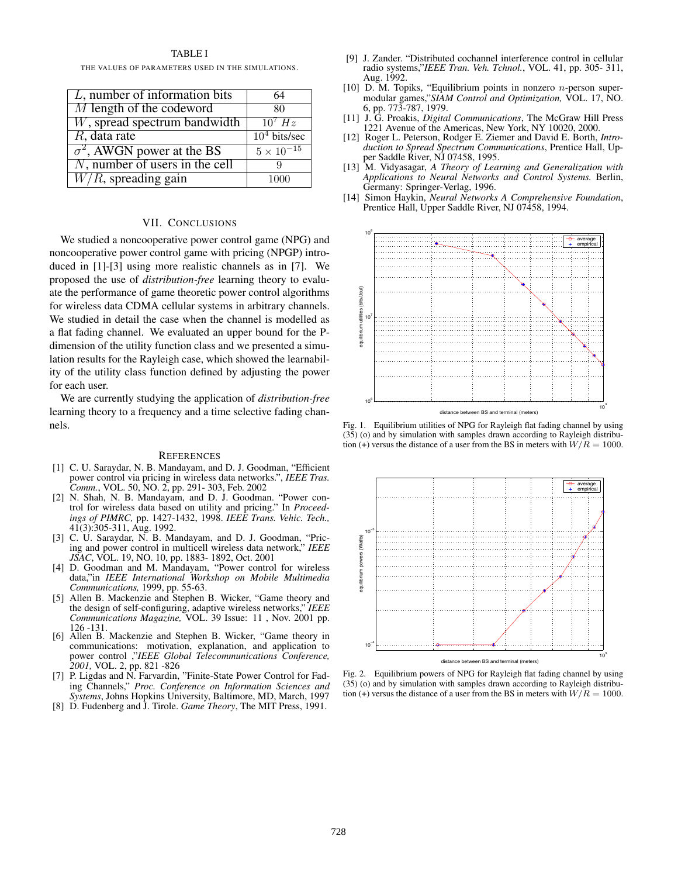TABLE I

THE VALUES OF PARAMETERS USED IN THE SIMULATIONS.

| | |
|---|---|
| $L$, number of information bits | 64 |
| $M$ length of the codeword | 80 |
| $W$, spread spectrum bandwidth | $10^7$ $Hz$ |
| $R$, data rate | $10^4$ bits/sec |
| $\sigma^2$, AWGN power at the BS | $5 \times 10^{-15}$ |
| $N$, number of users in the cell | 9 |
| $W/R$, spreading gain | 1000 |

## VII. CONCLUSIONS

We studied a noncooperative power control game (NPG) and noncooperative power control game with pricing (NPGP) introduced in [1]-[3] using more realistic channels as in [7]. We proposed the use of *distribution-free* learning theory to evaluate the performance of game theoretic power control algorithms for wireless data CDMA cellular systems in arbitrary channels. We studied in detail the case when the channel is modelled as a flat fading channel. We evaluated an upper bound for the P-dimension of the utility function class and we presented a simulation results for the Rayleigh case, which showed the learnability of the utility class function defined by adjusting the power for each user.

We are currently studying the application of *distribution-free* learning theory to a frequency and a time selective fading channels.

## REFERENCES

[1] C. U. Saraydar, N. B. Mandayam, and D. J. Goodman, "Efficient power control via pricing in wireless data networks.", *IEEE Tras. Comm.*, VOL. 50, NO. 2, pp. 291- 303, Feb. 2002

[2] N. Shah, N. B. Mandayam, and D. J. Goodman. "Power control for wireless data based on utility and pricing." In *Proceedings of PIMRC,* pp. 1427-1432, 1998. *IEEE Trans. Vehic. Tech.,* 41(3):305-311, Aug. 1992.

[3] C. U. Saraydar, N. B. Mandayam, and D. J. Goodman, "Pricing and power control in multicell wireless data network," *IEEE JSAC*, VOL. 19, NO. 10, pp. 1883- 1892, Oct. 2001

[4] D. Goodman and M. Mandayam, "Power control for wireless data,"in *IEEE International Workshop on Mobile Multimedia Communications,* 1999, pp. 55-63.

[5] Allen B. Mackenzie and Stephen B. Wicker, "Game theory and the design of self-configuring, adaptive wireless networks," *IEEE Communications Magazine,* VOL. 39 Issue: 11 , Nov. 2001 pp. 126 -131.

[6] Allen B. Mackenzie and Stephen B. Wicker, "Game theory in communications: motivation, explanation, and application to power control ,"*IEEE Global Telecommunications Conference, 2001,* VOL. 2, pp. 821 -826

[7] P. Ligdas and N. Farvardin, "Finite-State Power Control for Fading Channels," *Proc. Conference on Information Sciences and Systems*, Johns Hopkins University, Baltimore, MD, March, 1997

[8] D. Fudenberg and J. Tirole. *Game Theory*, The MIT Press, 1991.

[9] J. Zander. "Distributed cochannel interference control in cellular radio systems,"*IEEE Tran. Veh. Tchnol.*, VOL. 41, pp. 305- 311, Aug. 1992.

[10] D. M. Topiks, "Equilibrium points in nonzero $n$-person supermodular games,"*SIAM Control and Optimization,* VOL. 17, NO. 6, pp. 773-787, 1979.

[11] J. G. Proakis, *Digital Communications*, The McGraw Hill Press 1221 Avenue of the Americas, New York, NY 10020, 2000.

[12] Roger L. Peterson, Rodger E. Ziemer and David E. Borth, *Introduction to Spread Spectrum Communications*, Prentice Hall, Upper Saddle River, NJ 07458, 1995.

[13] M. Vidyasagar, *A Theory of Learning and Generalization with Applications to Neural Networks and Control Systems.* Berlin, Germany: Springer-Verlag, 1996.

[14] Simon Haykin, *Neural Networks A Comprehensive Foundation*, Prentice Hall, Upper Saddle River, NJ 07458, 1994.

$10^8$
$10^7$
$10^6$
$10^3$
equilibrium utilities (bits/Joul)
distance between BS and terminal (meters)
average
empirical

Fig. 1. Equilibrium utilities of NPG for Rayleigh flat fading channel by using (35) (o) and by simulation with samples drawn according to Rayleigh distribution (+) versus the distance of a user from the BS in meters with $W/R = 1000$.

$10^{-3}$
$10^{-4}$
$10^3$
equilibrium powers (Watts)
distance between BS and terminal (meters)
average
empirical

Fig. 2. Equilibrium powers of NPG for Rayleigh flat fading channel by using (35) (o) and by simulation with samples drawn according to Rayleigh distribution (+) versus the distance of a user from the BS in meters with $W/R = 1000$.